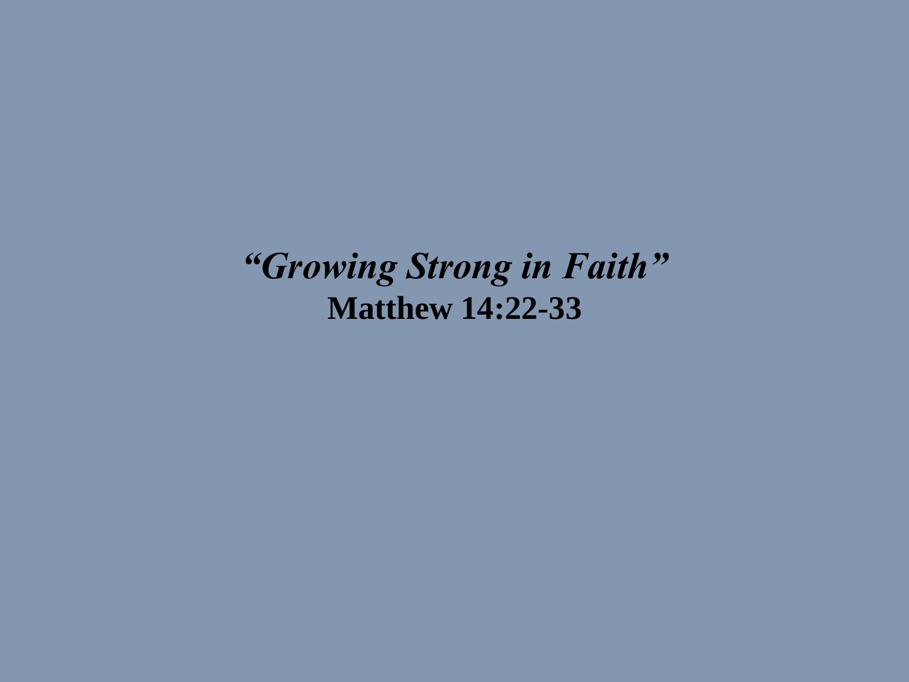# *"Growing Strong in Faith"*

**Matthew 14:22-33**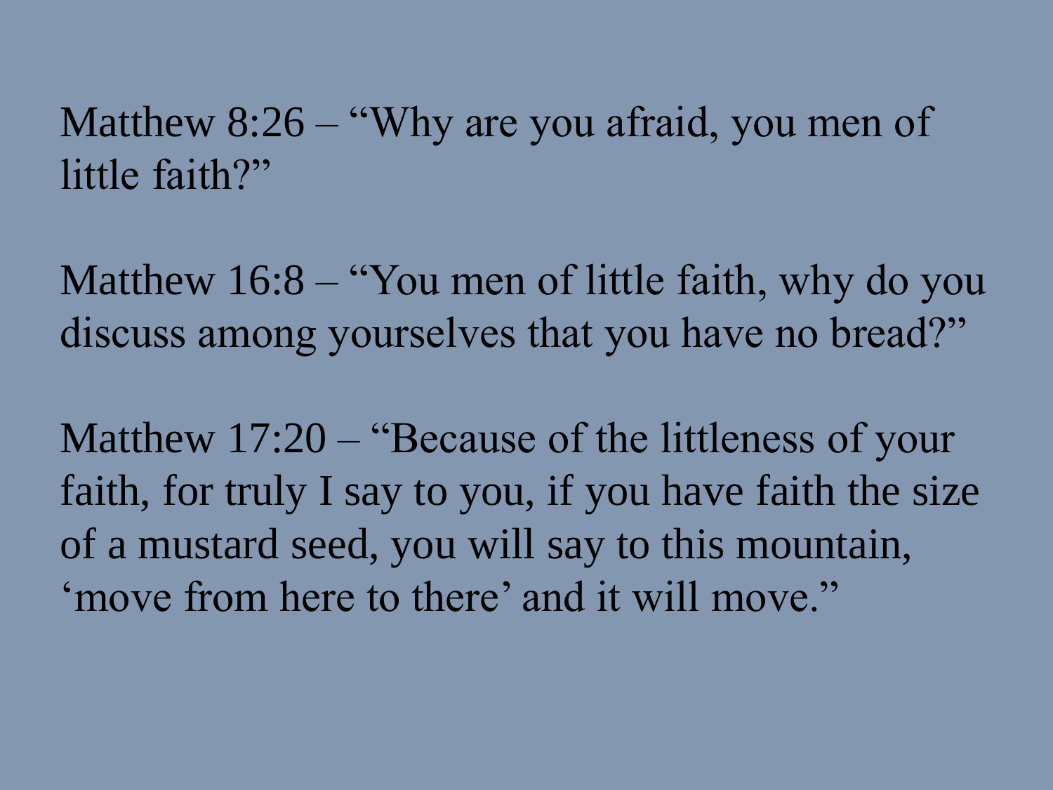Matthew 8:26 – “Why are you afraid, you men of little faith?”

Matthew 16:8 – “You men of little faith, why do you discuss among yourselves that you have no bread?”

Matthew 17:20 – “Because of the littleness of your faith, for truly I say to you, if you have faith the size of a mustard seed, you will say to this mountain, ‘move from here to there’ and it will move.”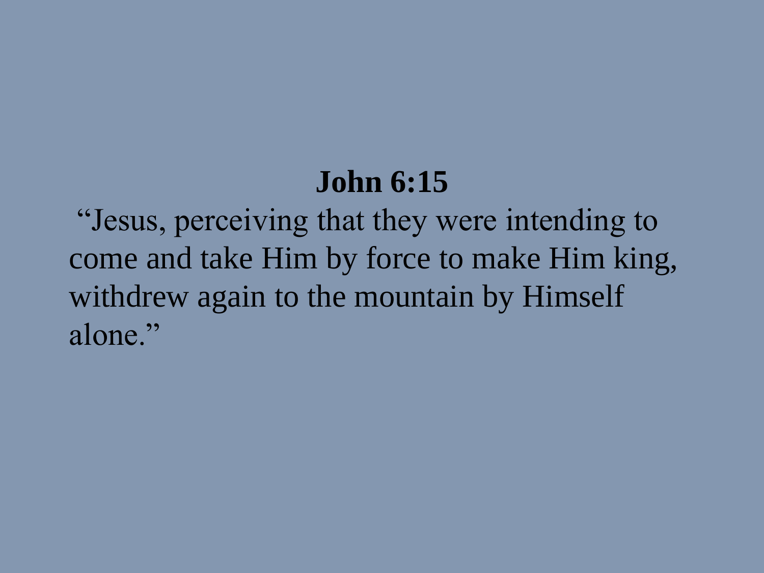**John 6:15**

"Jesus, perceiving that they were intending to come and take Him by force to make Him king, withdrew again to the mountain by Himself alone."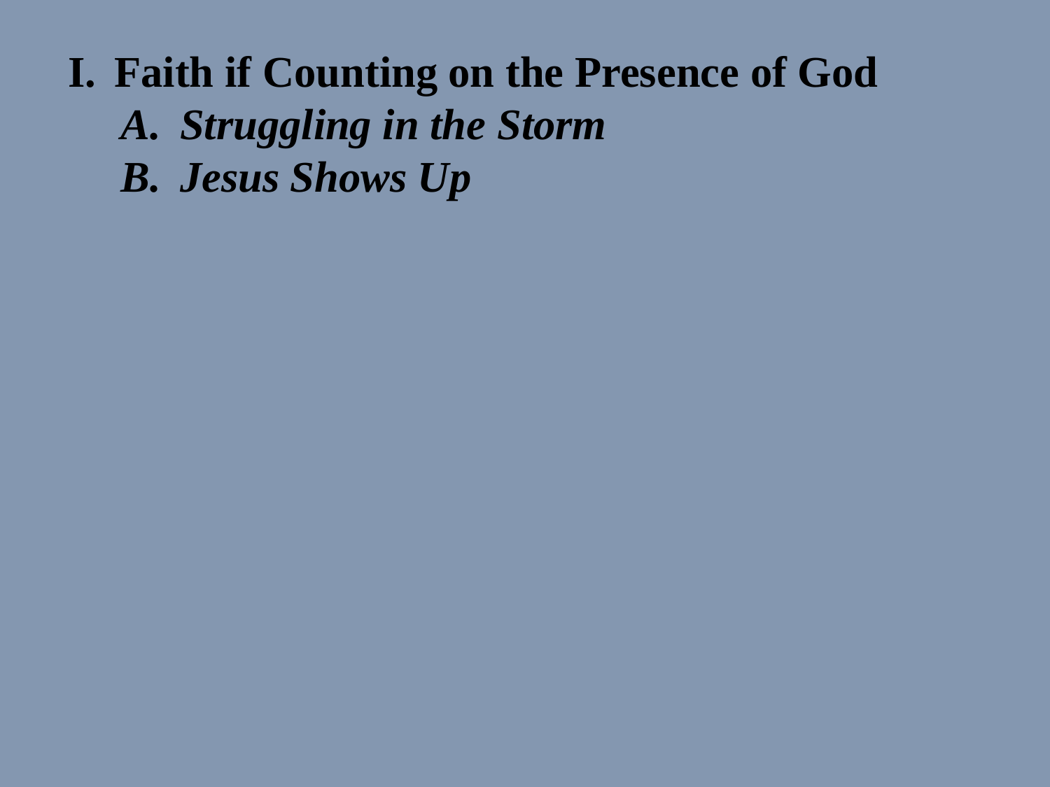**I. Faith if Counting on the Presence of God**

   ***A. Struggling in the Storm***

   ***B. Jesus Shows Up***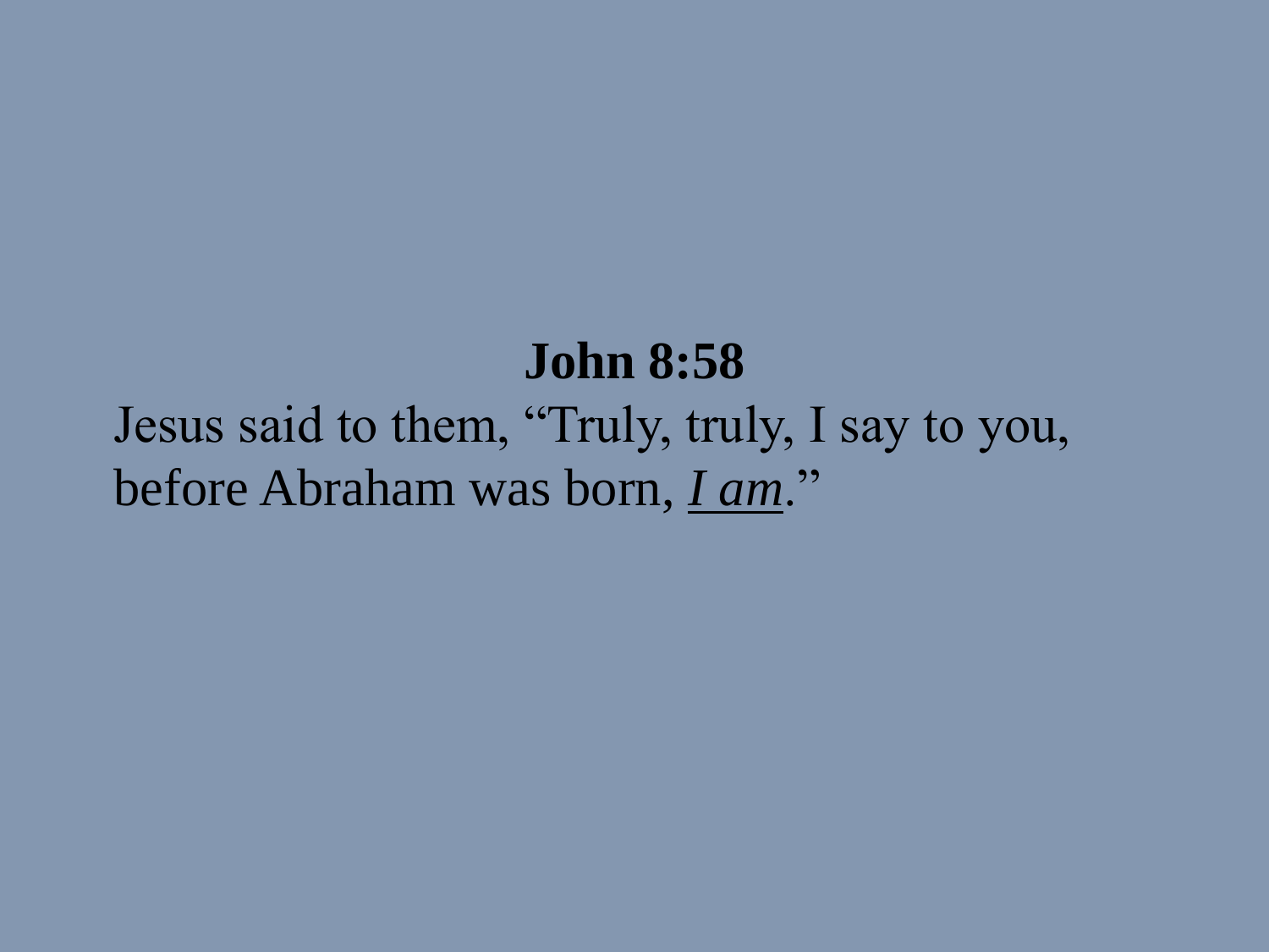**John 8:58**

Jesus said to them, "Truly, truly, I say to you, before Abraham was born, <u>*I am*</u>."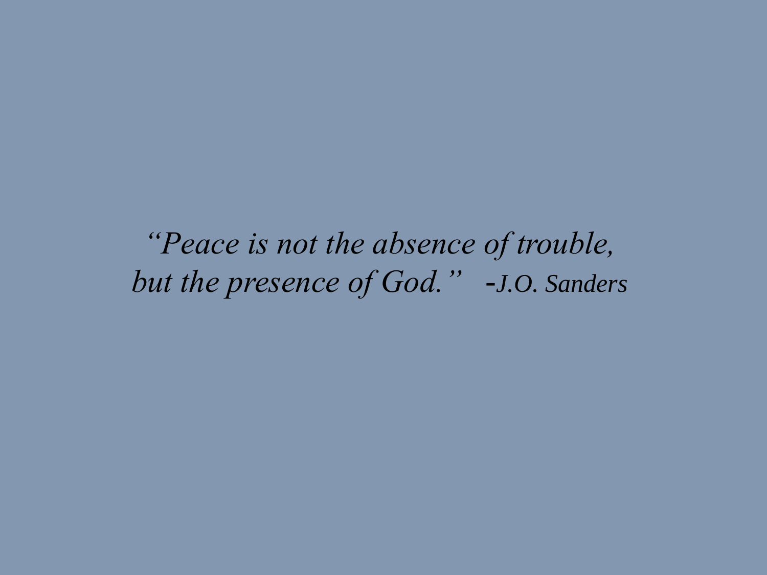*"Peace is not the absence of trouble,*
*but the presence of God."* -*J.O. Sanders*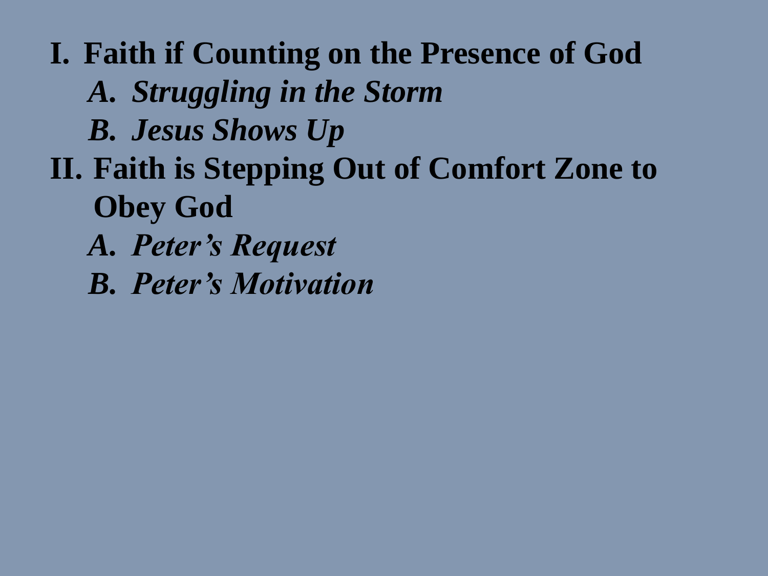**I. Faith if Counting on the Presence of God**

   ***A. Struggling in the Storm***

   ***B. Jesus Shows Up***

**II. Faith is Stepping Out of Comfort Zone to Obey God**

   ***A. Peter's Request***

   ***B. Peter's Motivation***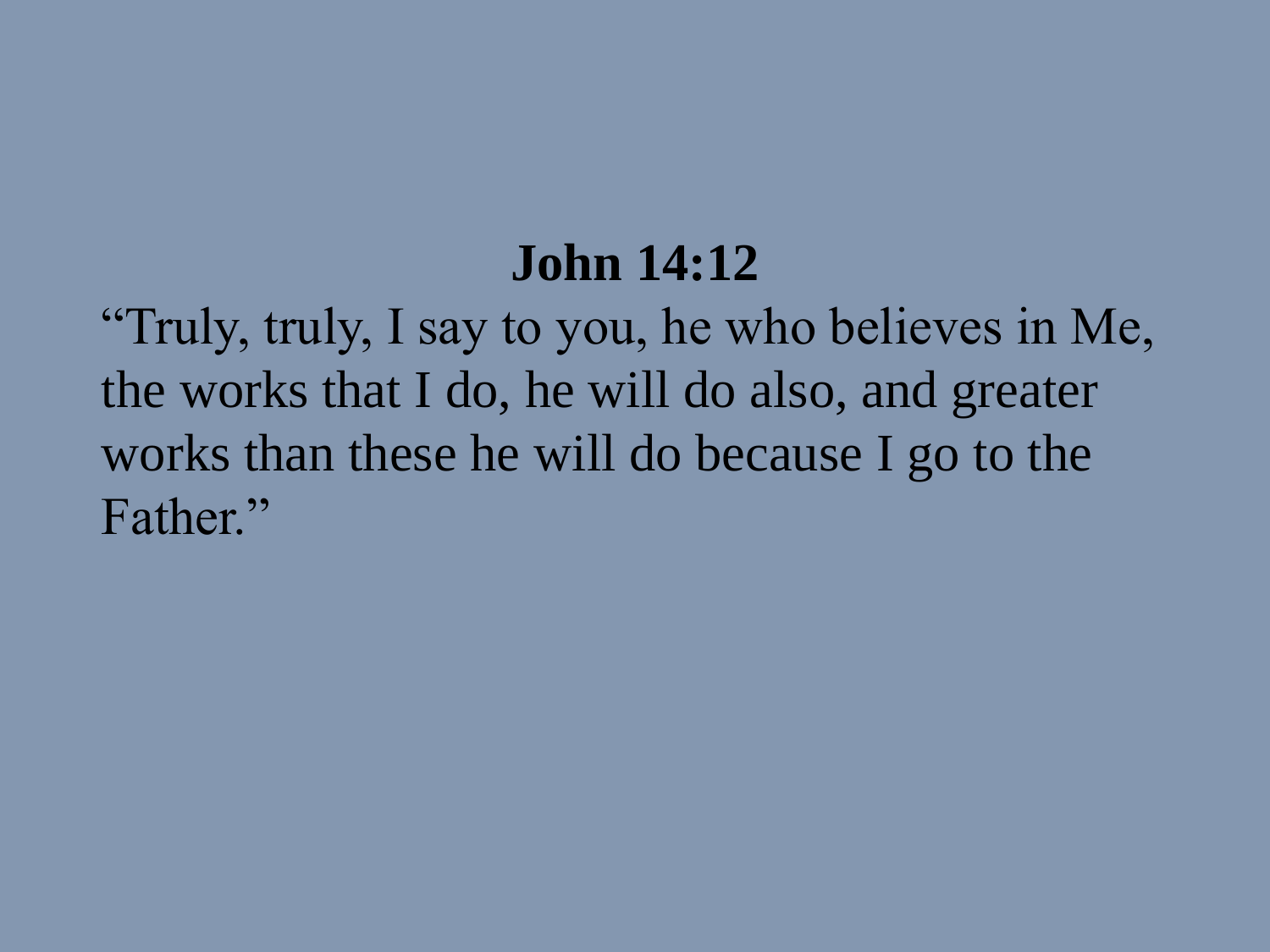**John 14:12**

“Truly, truly, I say to you, he who believes in Me, the works that I do, he will do also, and greater works than these he will do because I go to the Father.”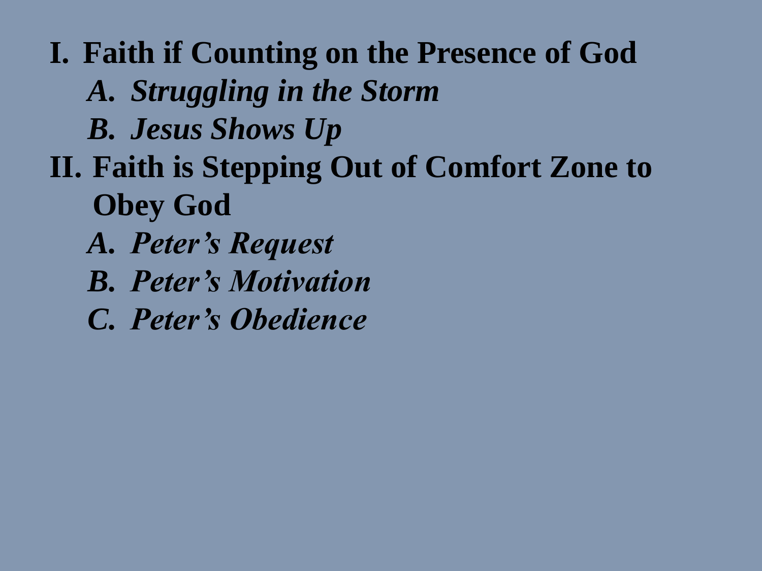**I. Faith if Counting on the Presence of God**

- ***A. Struggling in the Storm***
- ***B. Jesus Shows Up***

**II. Faith is Stepping Out of Comfort Zone to Obey God**

- ***A. Peter's Request***
- ***B. Peter's Motivation***
- ***C. Peter's Obedience***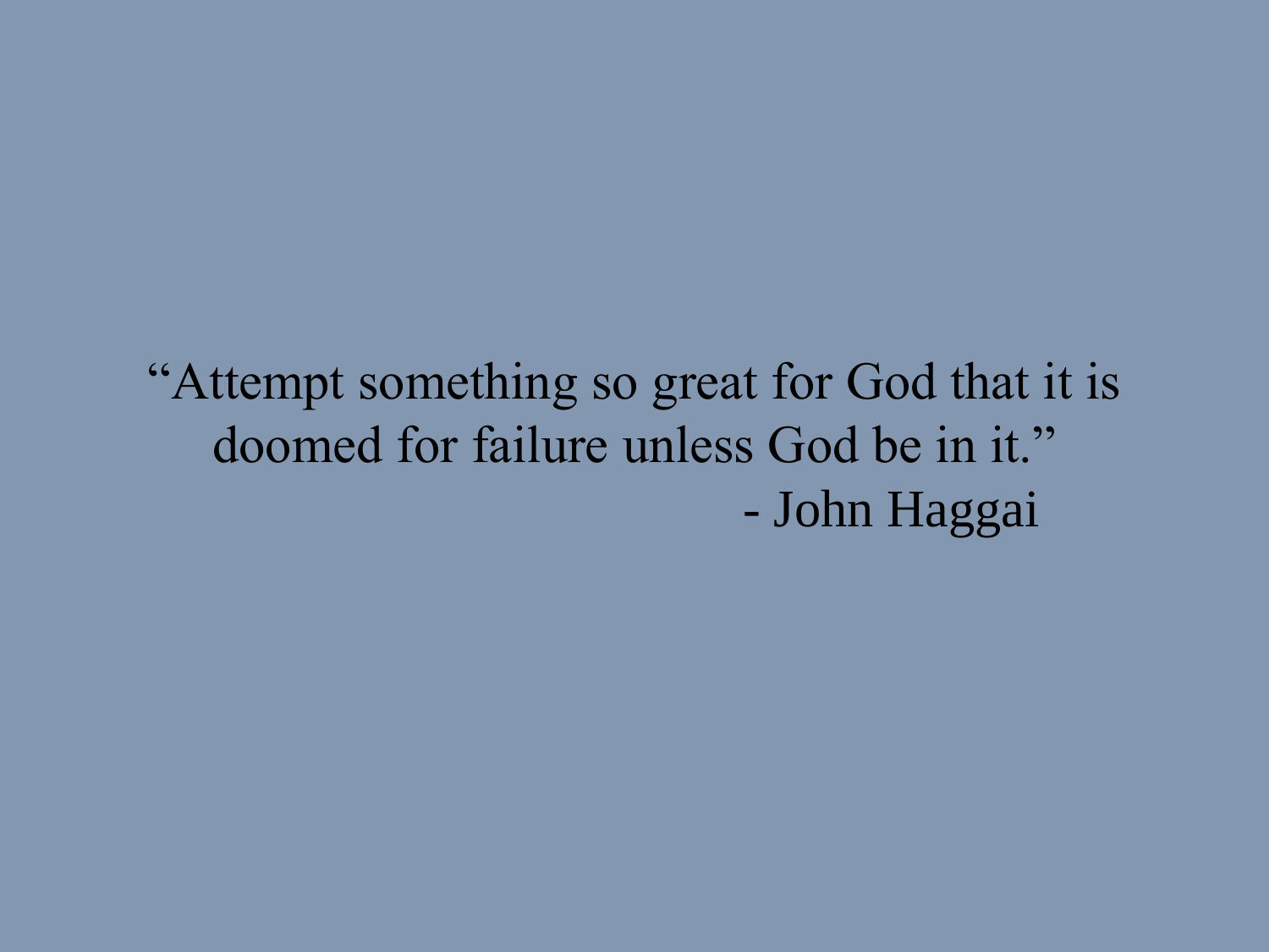"Attempt something so great for God that it is doomed for failure unless God be in it."

- John Haggai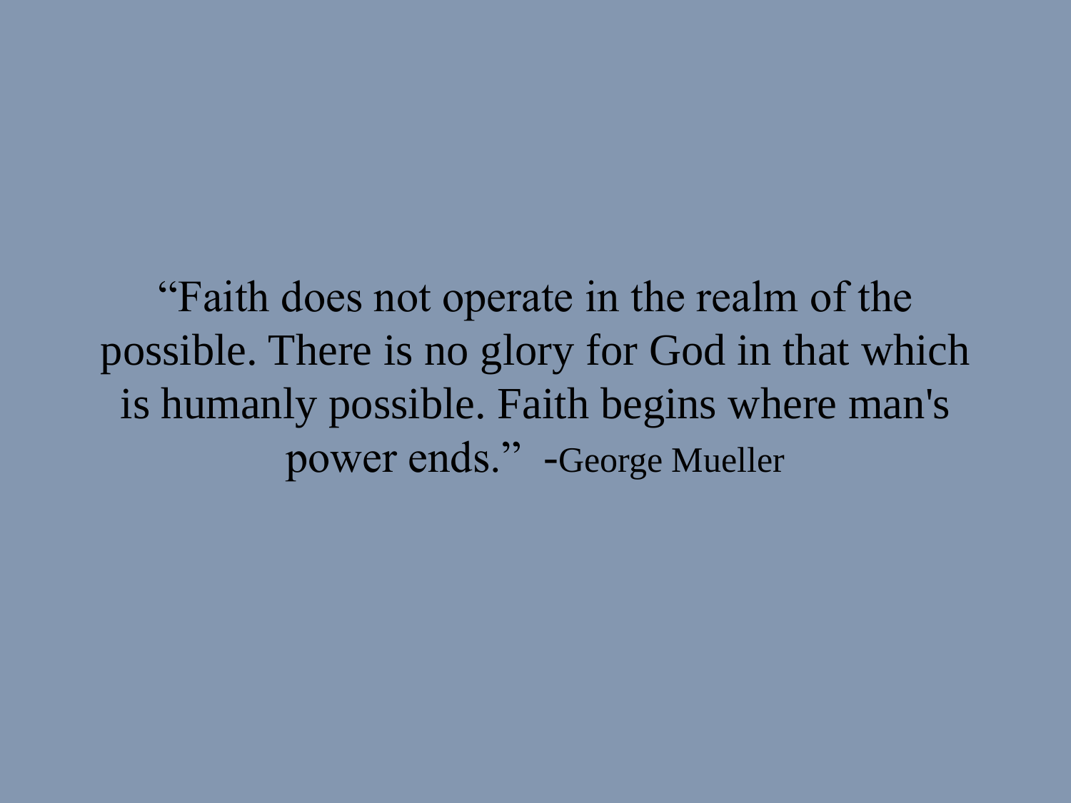"Faith does not operate in the realm of the possible. There is no glory for God in that which is humanly possible. Faith begins where man's power ends." -George Mueller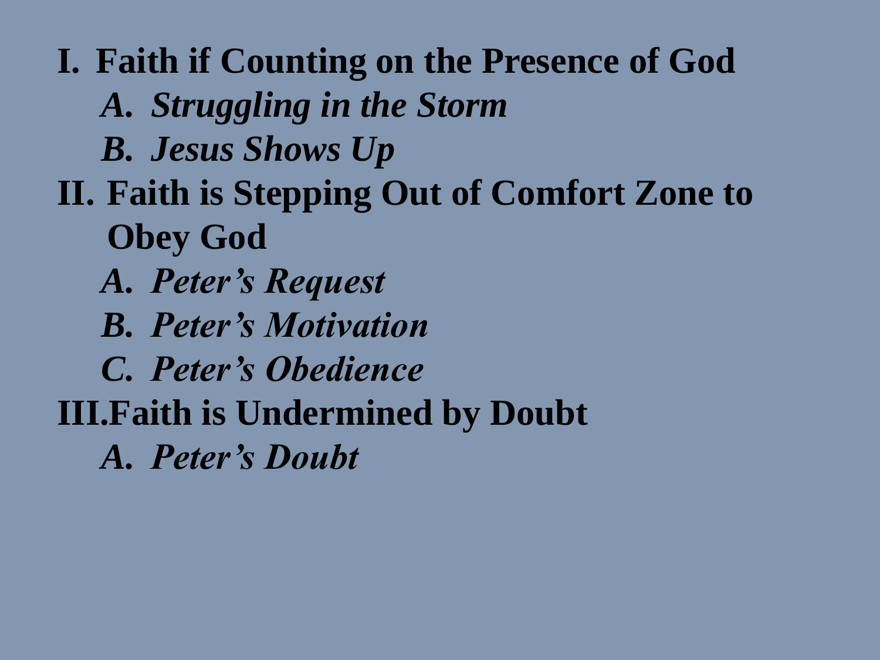**I. Faith if Counting on the Presence of God**

- ***A. Struggling in the Storm***
- ***B. Jesus Shows Up***

**II. Faith is Stepping Out of Comfort Zone to Obey God**

- ***A. Peter's Request***
- ***B. Peter's Motivation***
- ***C. Peter's Obedience***

**III.Faith is Undermined by Doubt**

- ***A. Peter's Doubt***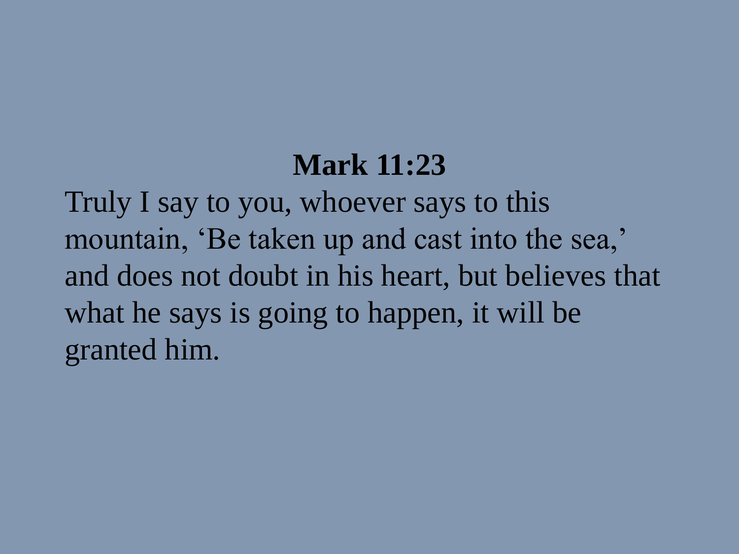**Mark 11:23**

Truly I say to you, whoever says to this mountain, ‘Be taken up and cast into the sea,’ and does not doubt in his heart, but believes that what he says is going to happen, it will be granted him.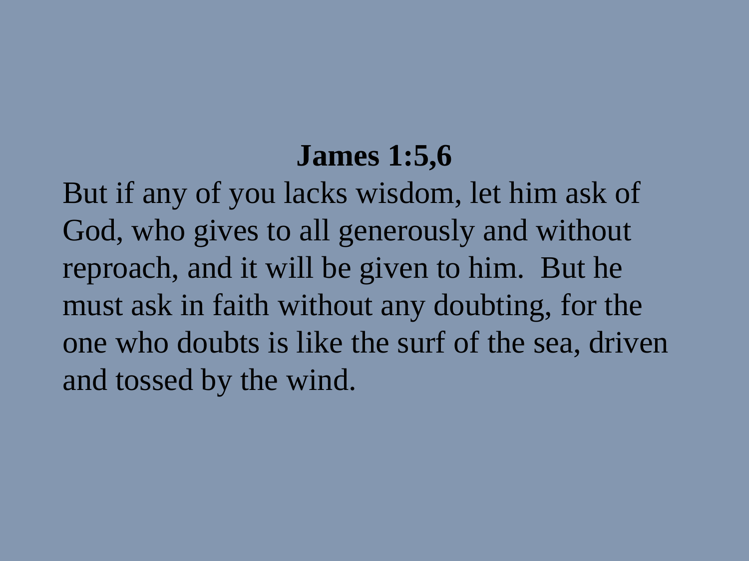**James 1:5,6**

But if any of you lacks wisdom, let him ask of God, who gives to all generously and without reproach, and it will be given to him. But he must ask in faith without any doubting, for the one who doubts is like the surf of the sea, driven and tossed by the wind.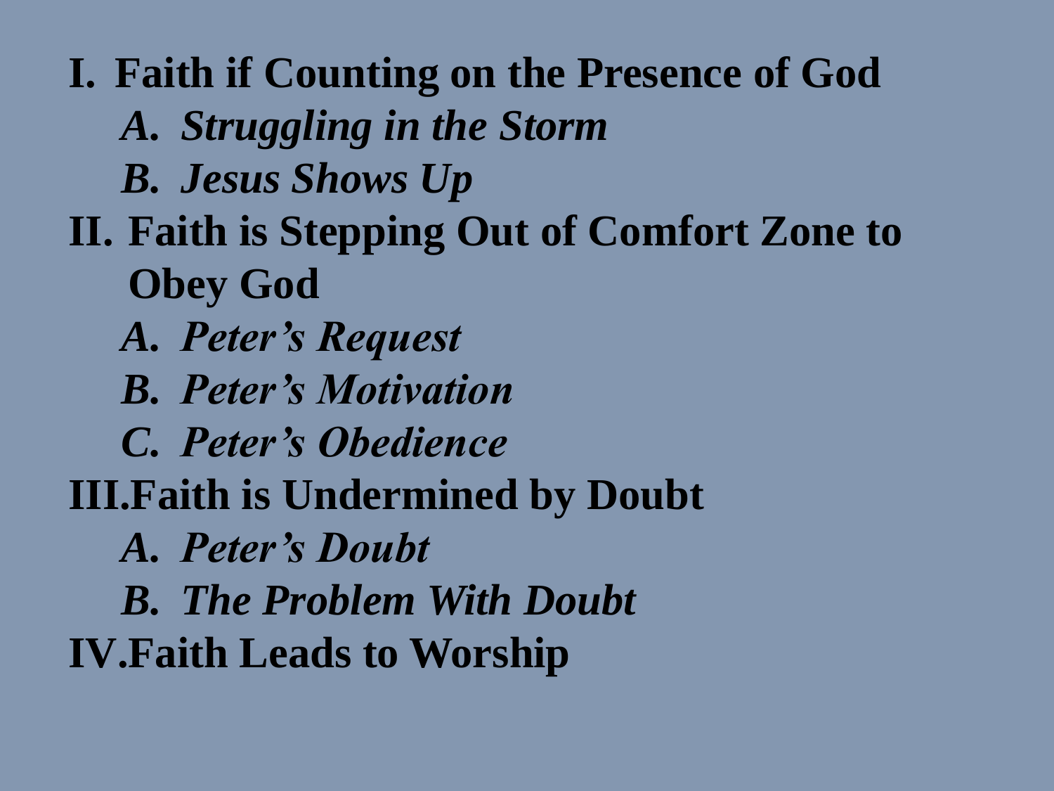**I. Faith if Counting on the Presence of God**

- ***A. Struggling in the Storm***
- ***B. Jesus Shows Up***

**II. Faith is Stepping Out of Comfort Zone to Obey God**

- ***A. Peter's Request***
- ***B. Peter's Motivation***
- ***C. Peter's Obedience***

**III.Faith is Undermined by Doubt**

- ***A. Peter's Doubt***
- ***B. The Problem With Doubt***

**IV.Faith Leads to Worship**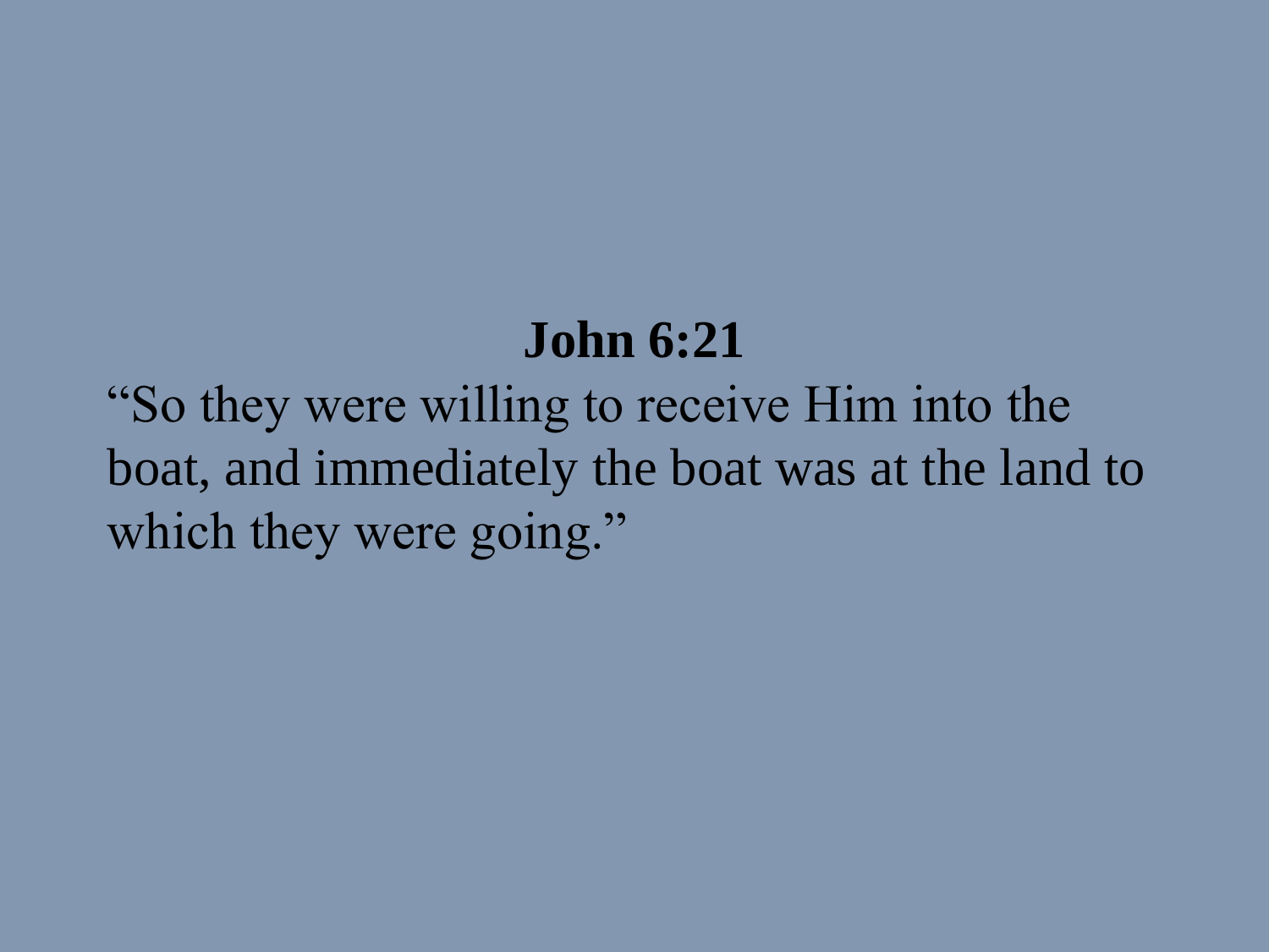**John 6:21**

"So they were willing to receive Him into the boat, and immediately the boat was at the land to which they were going."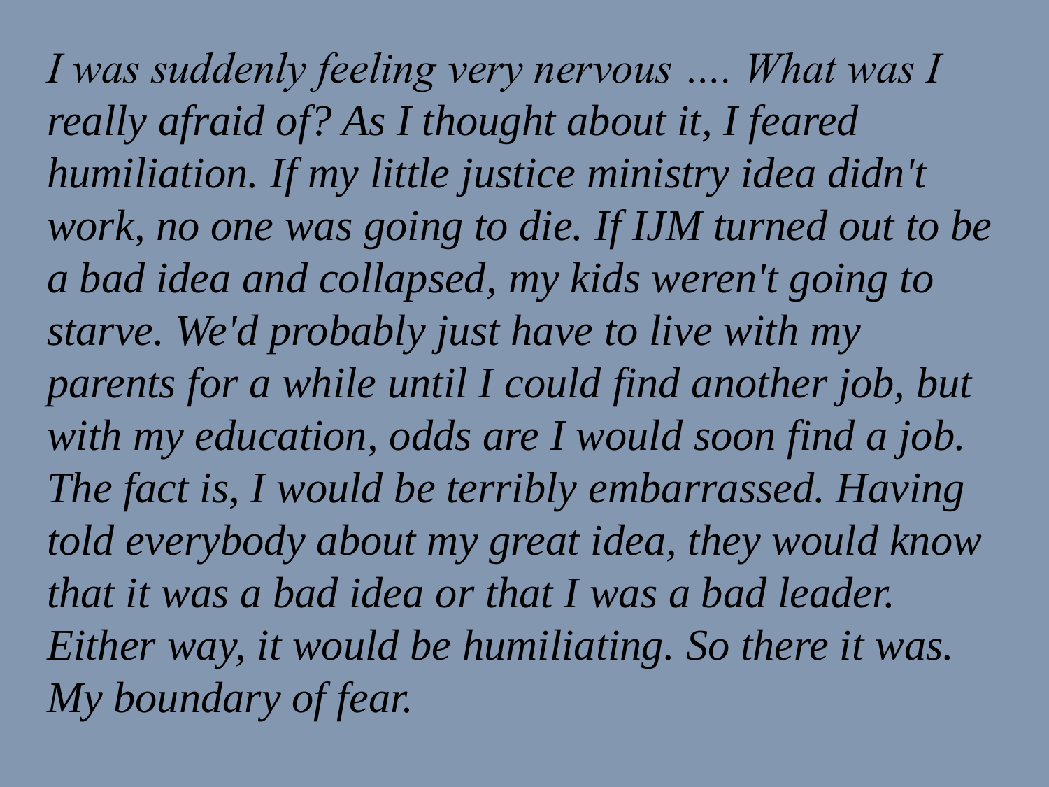*I was suddenly feeling very nervous .... What was I really afraid of? As I thought about it, I feared humiliation. If my little justice ministry idea didn't work, no one was going to die. If IJM turned out to be a bad idea and collapsed, my kids weren't going to starve. We'd probably just have to live with my parents for a while until I could find another job, but with my education, odds are I would soon find a job. The fact is, I would be terribly embarrassed. Having told everybody about my great idea, they would know that it was a bad idea or that I was a bad leader. Either way, it would be humiliating. So there it was. My boundary of fear.*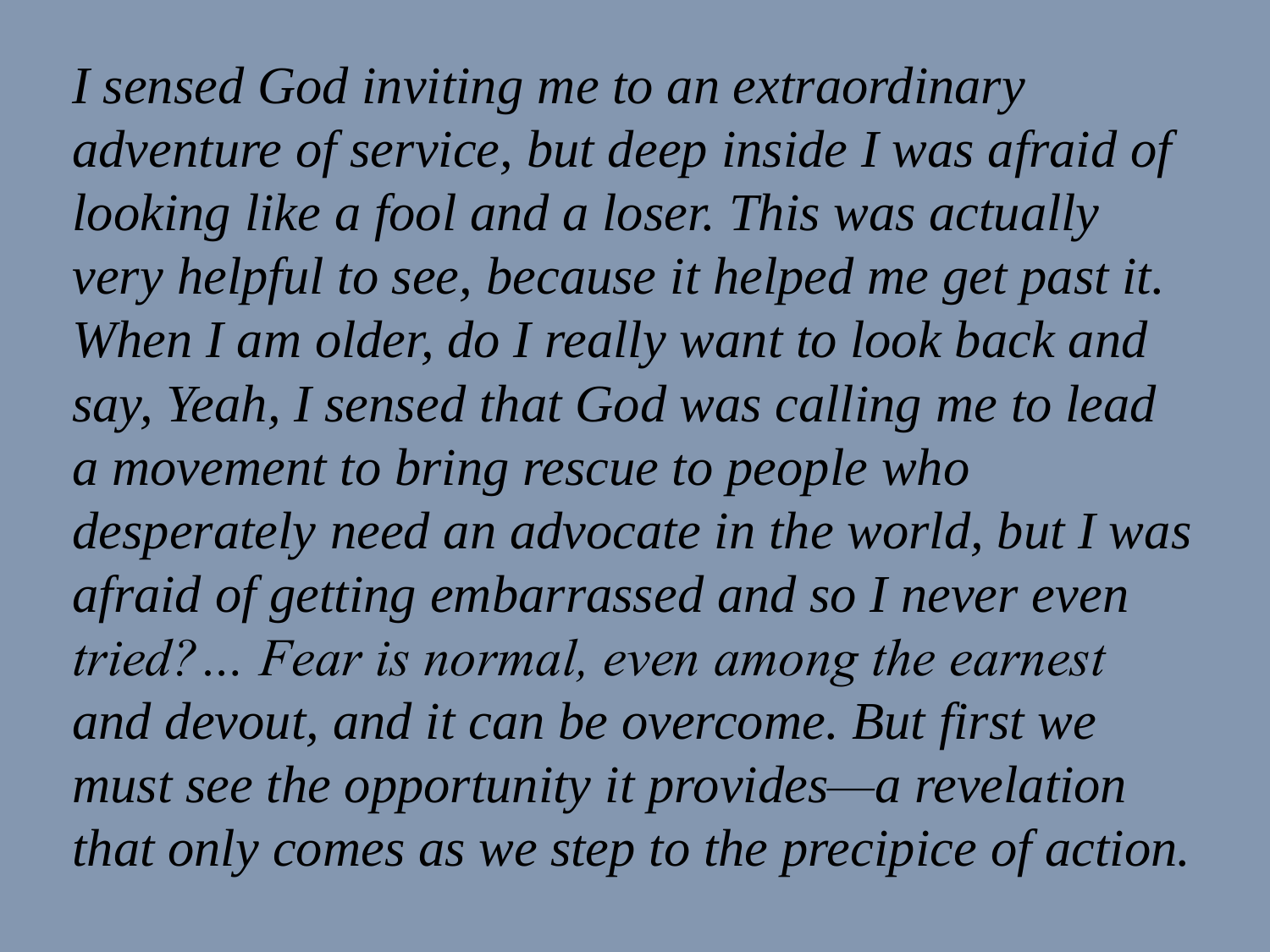*I sensed God inviting me to an extraordinary adventure of service, but deep inside I was afraid of looking like a fool and a loser. This was actually very helpful to see, because it helped me get past it. When I am older, do I really want to look back and say, Yeah, I sensed that God was calling me to lead a movement to bring rescue to people who desperately need an advocate in the world, but I was afraid of getting embarrassed and so I never even tried?… Fear is normal, even among the earnest and devout, and it can be overcome. But first we must see the opportunity it provides—a revelation that only comes as we step to the precipice of action.*